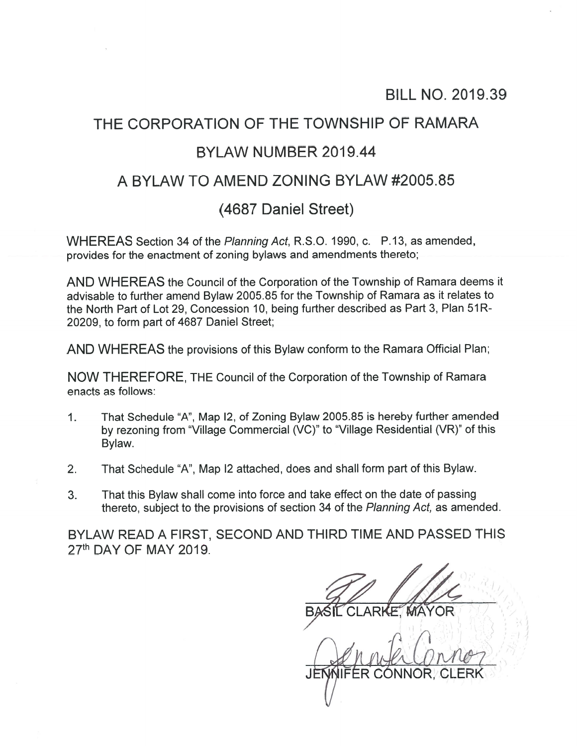BILL NO. 2019.39

# THE CORPORATION OF THE TOWNSHIP OF RAMARA

## BYLAW NUMBER 2019.44

## A BYLAW TO AMEND ZONING BYLAW #2005.85

## (4687 Daniel Street)

WHEREAS Section 34 of the *Planning Act*, R.S.O. 1990, c. P.13, as amended, provides for the enactment of zoning bylaws and amendments thereto;

AND WHEREAS the Council of the Corporation of the Township of Ramara deems it advisable to further amend Bylaw 2005.85 for the Township of Ramara as it relates to the North Part of Lot 29, Concession 10, being further described as Part 3, Plan 51R-20209, to form part of 4687 Daniel Street;

AND WHEREAS the provisions of this Bylaw conform to the Ramara Official Plan;

NOW THEREFORE, THE Council of the Corporation of the Township of Ramara enacts as follows:

1. That Schedule "A", Map I2, of Zoning Bylaw 2005.85 is hereby further amended by rezoning from "Village Commercial (VC)" to "Village Residential (VR)" of this Bylaw.
2. That Schedule "A", Map I2 attached, does and shall form part of this Bylaw.
3. That this Bylaw shall come into force and take effect on the date of passing thereto, subject to the provisions of section 34 of the *Planning Act*, as amended.

BYLAW READ A FIRST, SECOND AND THIRD TIME AND PASSED THIS 27th DAY OF MAY 2019.

BASIL CLARKE, MAYOR

JENNIFER CONNOR, CLERK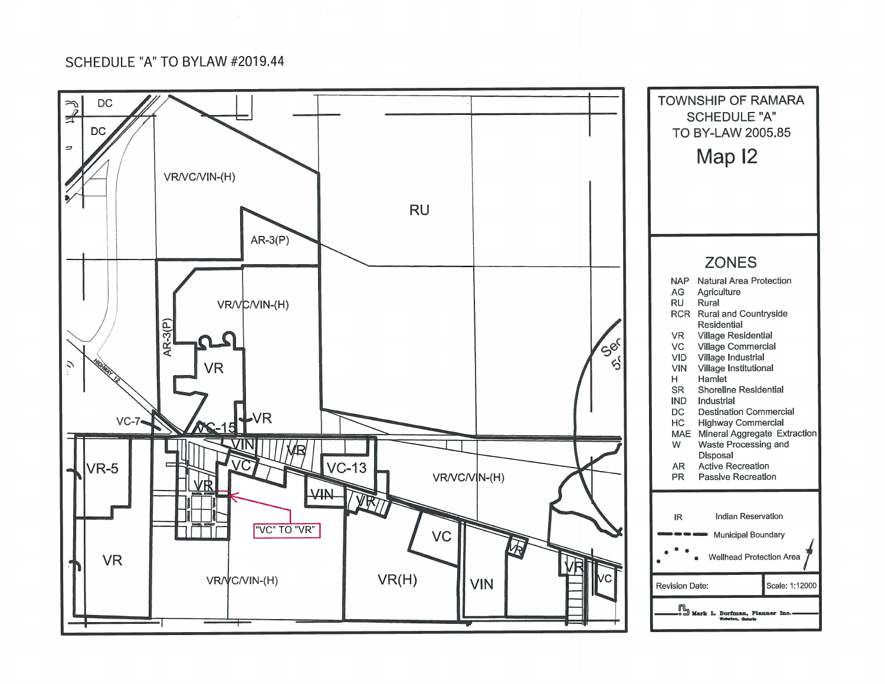SCHEDULE "A" TO BYLAW #2019.44

DC

DC

VR/VC/VIN-(H)

AR-3(P)

RU

VR/VC/VIN-(H)

AR-3(P)

VR

HIGHWAY 12

VC-7

VC-15

VR

VIN

VR

VC

VC-13

VR-5

VR

VIN

VR

VR/VC/VIN-(H)

"VC" TO "VR"

VC

VR

VR

VC

VR

VR/VC/VIN-(H)

VR(H)

VIN

Sec 5

TOWNSHIP OF RAMARA
SCHEDULE "A"
TO BY-LAW 2005.85

Map I2

ZONES

| | |
|---|---|
| NAP | Natural Area Protection |
| AG | Agriculture |
| RU | Rural |
| RCR | Rural and Countryside Residential |
| VR | Village Residential |
| VC | Village Commercial |
| VID | Village Industrial |
| VIN | Village Institutional |
| H | Hamlet |
| SR | Shoreline Residential |
| IND | Industrial |
| DC | Destination Commercial |
| HC | Highway Commercial |
| MAE | Mineral Aggregate Extraction |
| W | Waste Processing and Disposal |
| AR | Active Recreation |
| PR | Passive Recreation |

IR Indian Reservation

Municipal Boundary

Wellhead Protection Area

Revision Date:

Scale: 1:12000

Mark L. Dorfman, Planner Inc.
Waterloo, Ontario